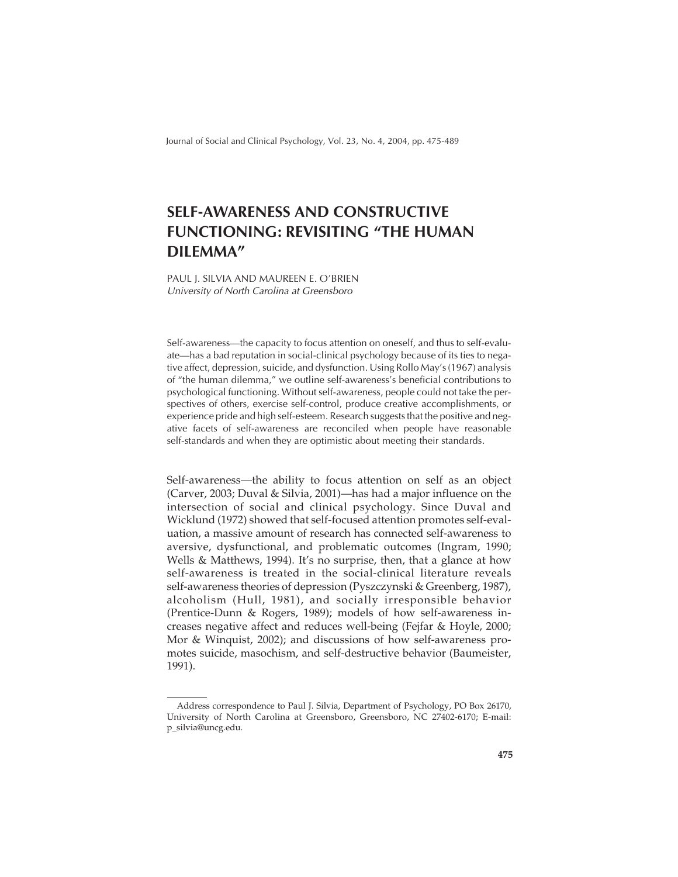# SELF-AWARENESS AND CONSTRUCTIVE FUNCTIONING: REVISITING "THE HUMAN DILEMMA"

PAUL J. SILVIA AND MAUREEN E. O'BRIEN
*University of North Carolina at Greensboro*

Self-awareness—the capacity to focus attention on oneself, and thus to self-evaluate—has a bad reputation in social-clinical psychology because of its ties to negative affect, depression, suicide, and dysfunction. Using Rollo May's (1967) analysis of "the human dilemma," we outline self-awareness's beneficial contributions to psychological functioning. Without self-awareness, people could not take the perspectives of others, exercise self-control, produce creative accomplishments, or experience pride and high self-esteem. Research suggests that the positive and negative facets of self-awareness are reconciled when people have reasonable self-standards and when they are optimistic about meeting their standards.

Self-awareness—the ability to focus attention on self as an object (Carver, 2003; Duval & Silvia, 2001)—has had a major influence on the intersection of social and clinical psychology. Since Duval and Wicklund (1972) showed that self-focused attention promotes self-evaluation, a massive amount of research has connected self-awareness to aversive, dysfunctional, and problematic outcomes (Ingram, 1990; Wells & Matthews, 1994). It's no surprise, then, that a glance at how self-awareness is treated in the social-clinical literature reveals self-awareness theories of depression (Pyszczynski & Greenberg, 1987), alcoholism (Hull, 1981), and socially irresponsible behavior (Prentice-Dunn & Rogers, 1989); models of how self-awareness increases negative affect and reduces well-being (Fejfar & Hoyle, 2000; Mor & Winquist, 2002); and discussions of how self-awareness promotes suicide, masochism, and self-destructive behavior (Baumeister, 1991).

Address correspondence to Paul J. Silvia, Department of Psychology, PO Box 26170, University of North Carolina at Greensboro, Greensboro, NC 27402-6170; E-mail: p_silvia@uncg.edu.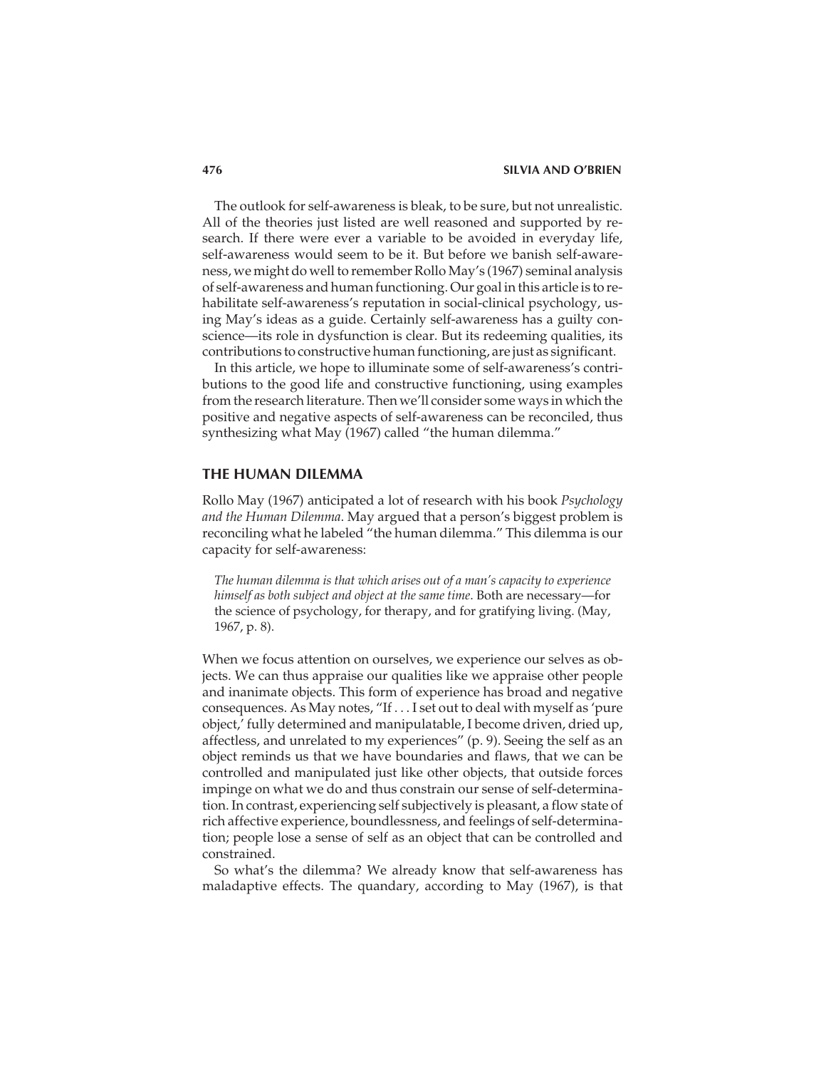The outlook for self-awareness is bleak, to be sure, but not unrealistic. All of the theories just listed are well reasoned and supported by research. If there were ever a variable to be avoided in everyday life, self-awareness would seem to be it. But before we banish self-awareness, we might do well to remember Rollo May's (1967) seminal analysis of self-awareness and human functioning. Our goal in this article is to rehabilitate self-awareness's reputation in social-clinical psychology, using May's ideas as a guide. Certainly self-awareness has a guilty conscience—its role in dysfunction is clear. But its redeeming qualities, its contributions to constructive human functioning, are just as significant.

In this article, we hope to illuminate some of self-awareness's contributions to the good life and constructive functioning, using examples from the research literature. Then we'll consider some ways in which the positive and negative aspects of self-awareness can be reconciled, thus synthesizing what May (1967) called "the human dilemma."

## THE HUMAN DILEMMA

Rollo May (1967) anticipated a lot of research with his book *Psychology and the Human Dilemma*. May argued that a person's biggest problem is reconciling what he labeled "the human dilemma." This dilemma is our capacity for self-awareness:

> *The human dilemma is that which arises out of a man's capacity to experience himself as both subject and object at the same time*. Both are necessary—for the science of psychology, for therapy, and for gratifying living. (May, 1967, p. 8).

When we focus attention on ourselves, we experience our selves as objects. We can thus appraise our qualities like we appraise other people and inanimate objects. This form of experience has broad and negative consequences. As May notes, "If . . . I set out to deal with myself as 'pure object,' fully determined and manipulatable, I become driven, dried up, affectless, and unrelated to my experiences" (p. 9). Seeing the self as an object reminds us that we have boundaries and flaws, that we can be controlled and manipulated just like other objects, that outside forces impinge on what we do and thus constrain our sense of self-determination. In contrast, experiencing self subjectively is pleasant, a flow state of rich affective experience, boundlessness, and feelings of self-determination; people lose a sense of self as an object that can be controlled and constrained.

So what's the dilemma? We already know that self-awareness has maladaptive effects. The quandary, according to May (1967), is that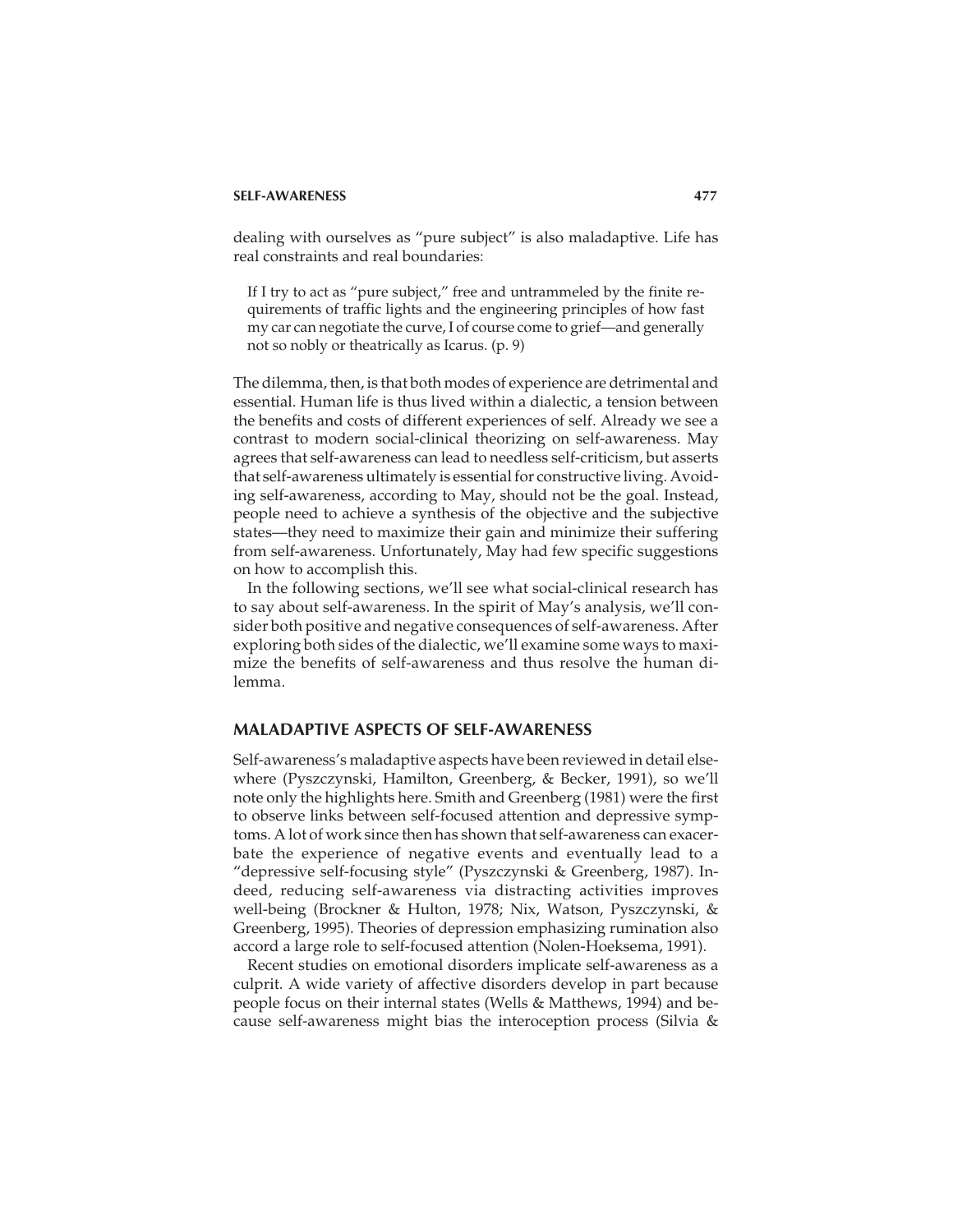dealing with ourselves as "pure subject" is also maladaptive. Life has real constraints and real boundaries:

> If I try to act as "pure subject," free and untrammeled by the finite requirements of traffic lights and the engineering principles of how fast my car can negotiate the curve, I of course come to grief—and generally not so nobly or theatrically as Icarus. (p. 9)

The dilemma, then, is that both modes of experience are detrimental and essential. Human life is thus lived within a dialectic, a tension between the benefits and costs of different experiences of self. Already we see a contrast to modern social-clinical theorizing on self-awareness. May agrees that self-awareness can lead to needless self-criticism, but asserts that self-awareness ultimately is essential for constructive living. Avoiding self-awareness, according to May, should not be the goal. Instead, people need to achieve a synthesis of the objective and the subjective states—they need to maximize their gain and minimize their suffering from self-awareness. Unfortunately, May had few specific suggestions on how to accomplish this.

In the following sections, we'll see what social-clinical research has to say about self-awareness. In the spirit of May's analysis, we'll consider both positive and negative consequences of self-awareness. After exploring both sides of the dialectic, we'll examine some ways to maximize the benefits of self-awareness and thus resolve the human dilemma.

## MALADAPTIVE ASPECTS OF SELF-AWARENESS

Self-awareness's maladaptive aspects have been reviewed in detail elsewhere (Pyszczynski, Hamilton, Greenberg, & Becker, 1991), so we'll note only the highlights here. Smith and Greenberg (1981) were the first to observe links between self-focused attention and depressive symptoms. A lot of work since then has shown that self-awareness can exacerbate the experience of negative events and eventually lead to a "depressive self-focusing style" (Pyszczynski & Greenberg, 1987). Indeed, reducing self-awareness via distracting activities improves well-being (Brockner & Hulton, 1978; Nix, Watson, Pyszczynski, & Greenberg, 1995). Theories of depression emphasizing rumination also accord a large role to self-focused attention (Nolen-Hoeksema, 1991).

Recent studies on emotional disorders implicate self-awareness as a culprit. A wide variety of affective disorders develop in part because people focus on their internal states (Wells & Matthews, 1994) and because self-awareness might bias the interoception process (Silvia &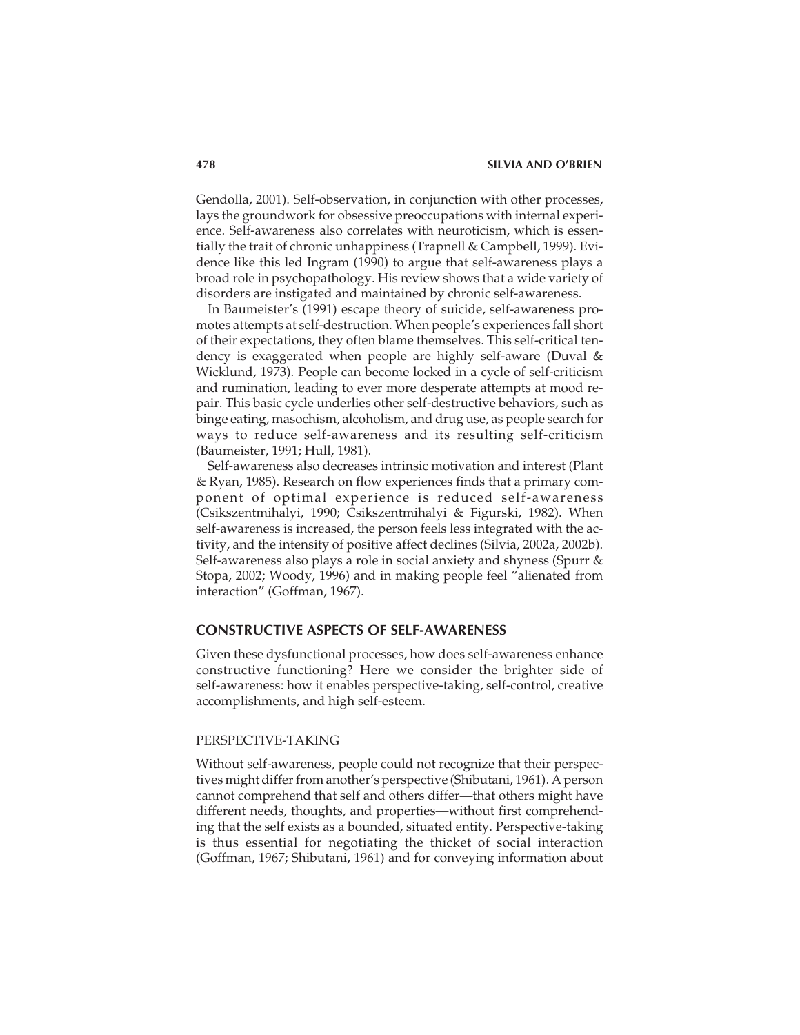Gendolla, 2001). Self-observation, in conjunction with other processes, lays the groundwork for obsessive preoccupations with internal experience. Self-awareness also correlates with neuroticism, which is essentially the trait of chronic unhappiness (Trapnell & Campbell, 1999). Evidence like this led Ingram (1990) to argue that self-awareness plays a broad role in psychopathology. His review shows that a wide variety of disorders are instigated and maintained by chronic self-awareness.

In Baumeister's (1991) escape theory of suicide, self-awareness promotes attempts at self-destruction. When people's experiences fall short of their expectations, they often blame themselves. This self-critical tendency is exaggerated when people are highly self-aware (Duval & Wicklund, 1973). People can become locked in a cycle of self-criticism and rumination, leading to ever more desperate attempts at mood repair. This basic cycle underlies other self-destructive behaviors, such as binge eating, masochism, alcoholism, and drug use, as people search for ways to reduce self-awareness and its resulting self-criticism (Baumeister, 1991; Hull, 1981).

Self-awareness also decreases intrinsic motivation and interest (Plant & Ryan, 1985). Research on flow experiences finds that a primary component of optimal experience is reduced self-awareness (Csikszentmihalyi, 1990; Csikszentmihalyi & Figurski, 1982). When self-awareness is increased, the person feels less integrated with the activity, and the intensity of positive affect declines (Silvia, 2002a, 2002b). Self-awareness also plays a role in social anxiety and shyness (Spurr & Stopa, 2002; Woody, 1996) and in making people feel "alienated from interaction" (Goffman, 1967).

## CONSTRUCTIVE ASPECTS OF SELF-AWARENESS

Given these dysfunctional processes, how does self-awareness enhance constructive functioning? Here we consider the brighter side of self-awareness: how it enables perspective-taking, self-control, creative accomplishments, and high self-esteem.

### PERSPECTIVE-TAKING

Without self-awareness, people could not recognize that their perspectives might differ from another's perspective (Shibutani, 1961). A person cannot comprehend that self and others differ—that others might have different needs, thoughts, and properties—without first comprehending that the self exists as a bounded, situated entity. Perspective-taking is thus essential for negotiating the thicket of social interaction (Goffman, 1967; Shibutani, 1961) and for conveying information about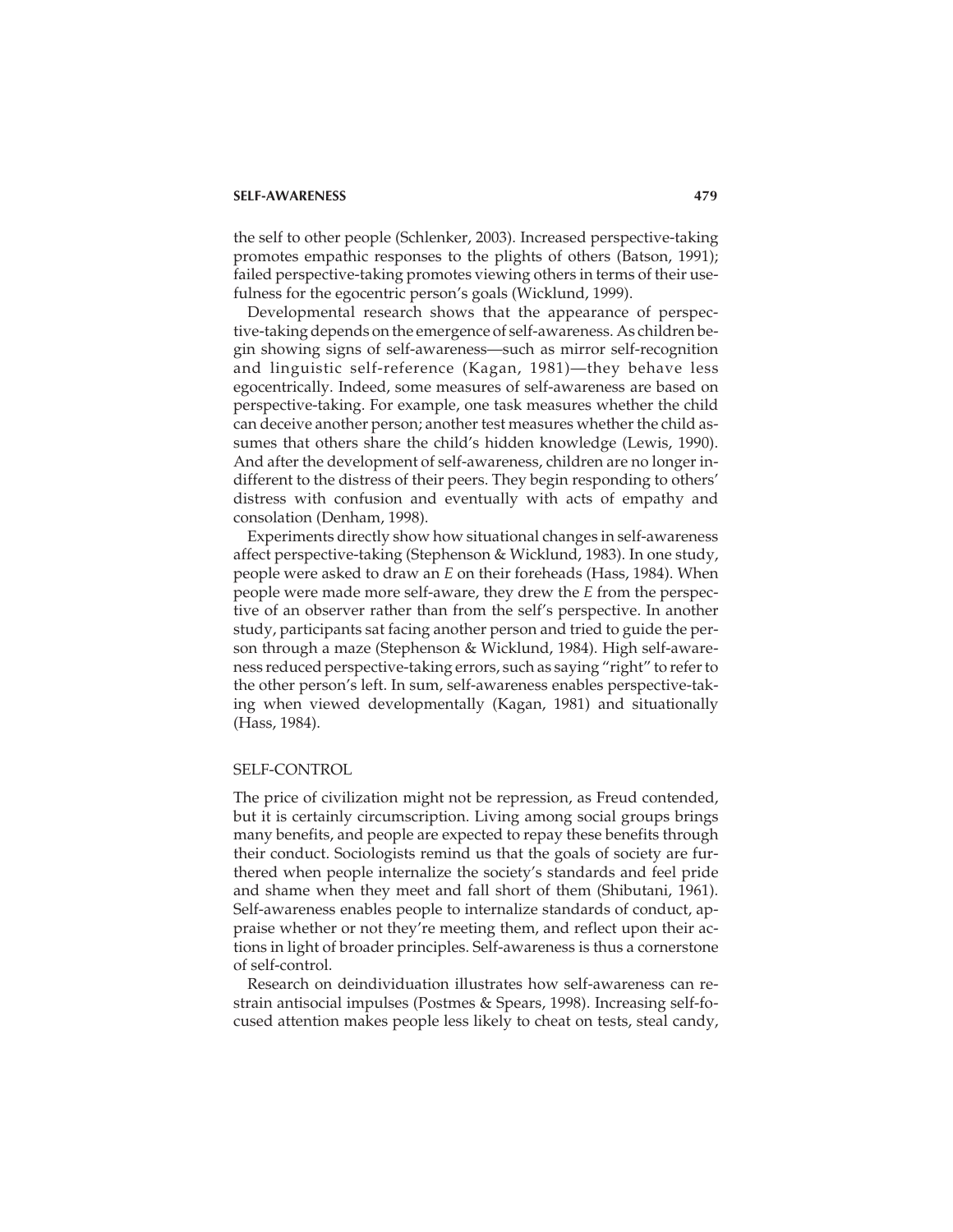the self to other people (Schlenker, 2003). Increased perspective-taking promotes empathic responses to the plights of others (Batson, 1991); failed perspective-taking promotes viewing others in terms of their usefulness for the egocentric person's goals (Wicklund, 1999).

Developmental research shows that the appearance of perspective-taking depends on the emergence of self-awareness. As children begin showing signs of self-awareness—such as mirror self-recognition and linguistic self-reference (Kagan, 1981)—they behave less egocentrically. Indeed, some measures of self-awareness are based on perspective-taking. For example, one task measures whether the child can deceive another person; another test measures whether the child assumes that others share the child's hidden knowledge (Lewis, 1990). And after the development of self-awareness, children are no longer indifferent to the distress of their peers. They begin responding to others' distress with confusion and eventually with acts of empathy and consolation (Denham, 1998).

Experiments directly show how situational changes in self-awareness affect perspective-taking (Stephenson & Wicklund, 1983). In one study, people were asked to draw an *E* on their foreheads (Hass, 1984). When people were made more self-aware, they drew the *E* from the perspective of an observer rather than from the self's perspective. In another study, participants sat facing another person and tried to guide the person through a maze (Stephenson & Wicklund, 1984). High self-awareness reduced perspective-taking errors, such as saying "right" to refer to the other person's left. In sum, self-awareness enables perspective-taking when viewed developmentally (Kagan, 1981) and situationally (Hass, 1984).

## SELF-CONTROL

The price of civilization might not be repression, as Freud contended, but it is certainly circumscription. Living among social groups brings many benefits, and people are expected to repay these benefits through their conduct. Sociologists remind us that the goals of society are furthered when people internalize the society's standards and feel pride and shame when they meet and fall short of them (Shibutani, 1961). Self-awareness enables people to internalize standards of conduct, appraise whether or not they're meeting them, and reflect upon their actions in light of broader principles. Self-awareness is thus a cornerstone of self-control.

Research on deindividuation illustrates how self-awareness can restrain antisocial impulses (Postmes & Spears, 1998). Increasing self-focused attention makes people less likely to cheat on tests, steal candy,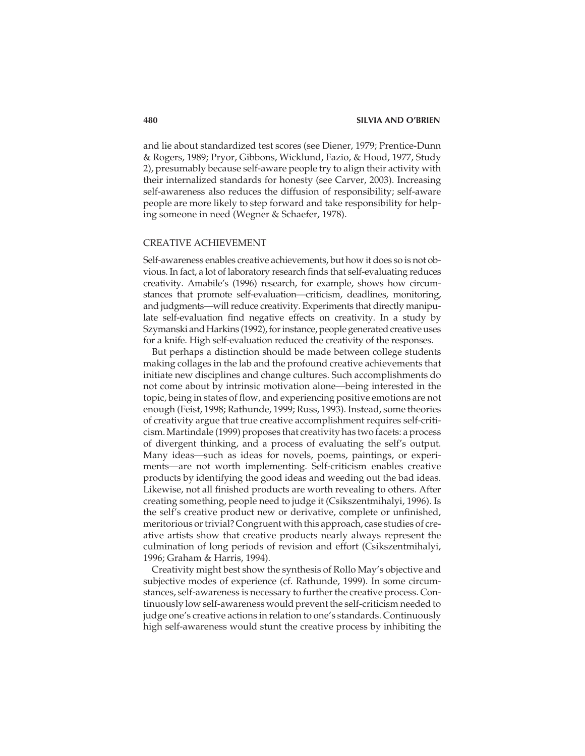and lie about standardized test scores (see Diener, 1979; Prentice-Dunn & Rogers, 1989; Pryor, Gibbons, Wicklund, Fazio, & Hood, 1977, Study 2), presumably because self-aware people try to align their activity with their internalized standards for honesty (see Carver, 2003). Increasing self-awareness also reduces the diffusion of responsibility; self-aware people are more likely to step forward and take responsibility for helping someone in need (Wegner & Schaefer, 1978).

## CREATIVE ACHIEVEMENT

Self-awareness enables creative achievements, but how it does so is not obvious. In fact, a lot of laboratory research finds that self-evaluating reduces creativity. Amabile's (1996) research, for example, shows how circumstances that promote self-evaluation—criticism, deadlines, monitoring, and judgments—will reduce creativity. Experiments that directly manipulate self-evaluation find negative effects on creativity. In a study by Szymanski and Harkins (1992), for instance, people generated creative uses for a knife. High self-evaluation reduced the creativity of the responses.

But perhaps a distinction should be made between college students making collages in the lab and the profound creative achievements that initiate new disciplines and change cultures. Such accomplishments do not come about by intrinsic motivation alone—being interested in the topic, being in states of flow, and experiencing positive emotions are not enough (Feist, 1998; Rathunde, 1999; Russ, 1993). Instead, some theories of creativity argue that true creative accomplishment requires self-criticism. Martindale (1999) proposes that creativity has two facets: a process of divergent thinking, and a process of evaluating the self's output. Many ideas—such as ideas for novels, poems, paintings, or experiments—are not worth implementing. Self-criticism enables creative products by identifying the good ideas and weeding out the bad ideas. Likewise, not all finished products are worth revealing to others. After creating something, people need to judge it (Csikszentmihalyi, 1996). Is the self's creative product new or derivative, complete or unfinished, meritorious or trivial? Congruent with this approach, case studies of creative artists show that creative products nearly always represent the culmination of long periods of revision and effort (Csikszentmihalyi, 1996; Graham & Harris, 1994).

Creativity might best show the synthesis of Rollo May's objective and subjective modes of experience (cf. Rathunde, 1999). In some circumstances, self-awareness is necessary to further the creative process. Continuously low self-awareness would prevent the self-criticism needed to judge one's creative actions in relation to one's standards. Continuously high self-awareness would stunt the creative process by inhibiting the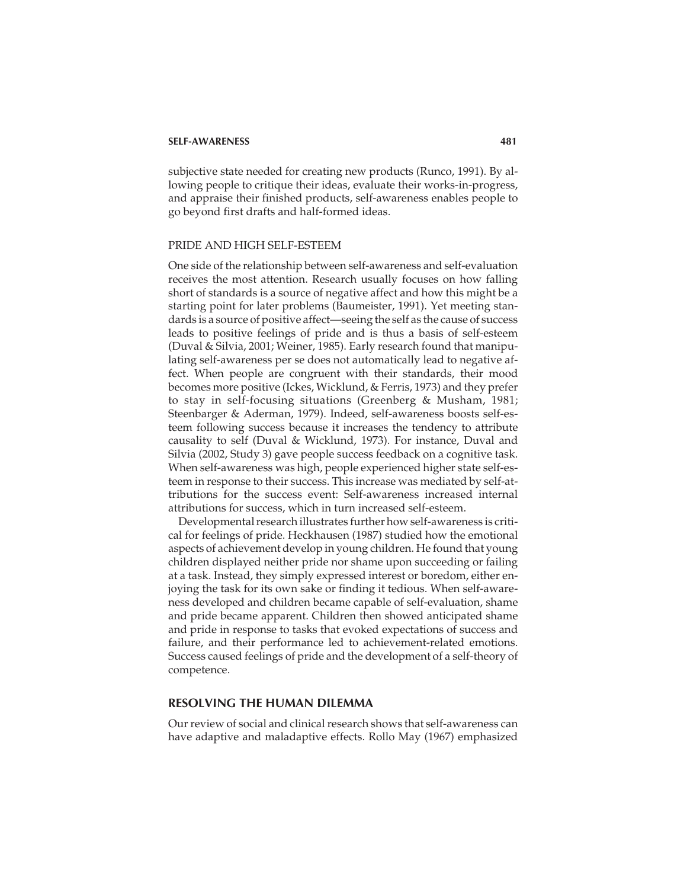subjective state needed for creating new products (Runco, 1991). By allowing people to critique their ideas, evaluate their works-in-progress, and appraise their finished products, self-awareness enables people to go beyond first drafts and half-formed ideas.

### PRIDE AND HIGH SELF-ESTEEM

One side of the relationship between self-awareness and self-evaluation receives the most attention. Research usually focuses on how falling short of standards is a source of negative affect and how this might be a starting point for later problems (Baumeister, 1991). Yet meeting standards is a source of positive affect—seeing the self as the cause of success leads to positive feelings of pride and is thus a basis of self-esteem (Duval & Silvia, 2001; Weiner, 1985). Early research found that manipulating self-awareness per se does not automatically lead to negative affect. When people are congruent with their standards, their mood becomes more positive (Ickes, Wicklund, & Ferris, 1973) and they prefer to stay in self-focusing situations (Greenberg & Musham, 1981; Steenbarger & Aderman, 1979). Indeed, self-awareness boosts self-esteem following success because it increases the tendency to attribute causality to self (Duval & Wicklund, 1973). For instance, Duval and Silvia (2002, Study 3) gave people success feedback on a cognitive task. When self-awareness was high, people experienced higher state self-esteem in response to their success. This increase was mediated by self-attributions for the success event: Self-awareness increased internal attributions for success, which in turn increased self-esteem.

Developmental research illustrates further how self-awareness is critical for feelings of pride. Heckhausen (1987) studied how the emotional aspects of achievement develop in young children. He found that young children displayed neither pride nor shame upon succeeding or failing at a task. Instead, they simply expressed interest or boredom, either enjoying the task for its own sake or finding it tedious. When self-awareness developed and children became capable of self-evaluation, shame and pride became apparent. Children then showed anticipated shame and pride in response to tasks that evoked expectations of success and failure, and their performance led to achievement-related emotions. Success caused feelings of pride and the development of a self-theory of competence.

## RESOLVING THE HUMAN DILEMMA

Our review of social and clinical research shows that self-awareness can have adaptive and maladaptive effects. Rollo May (1967) emphasized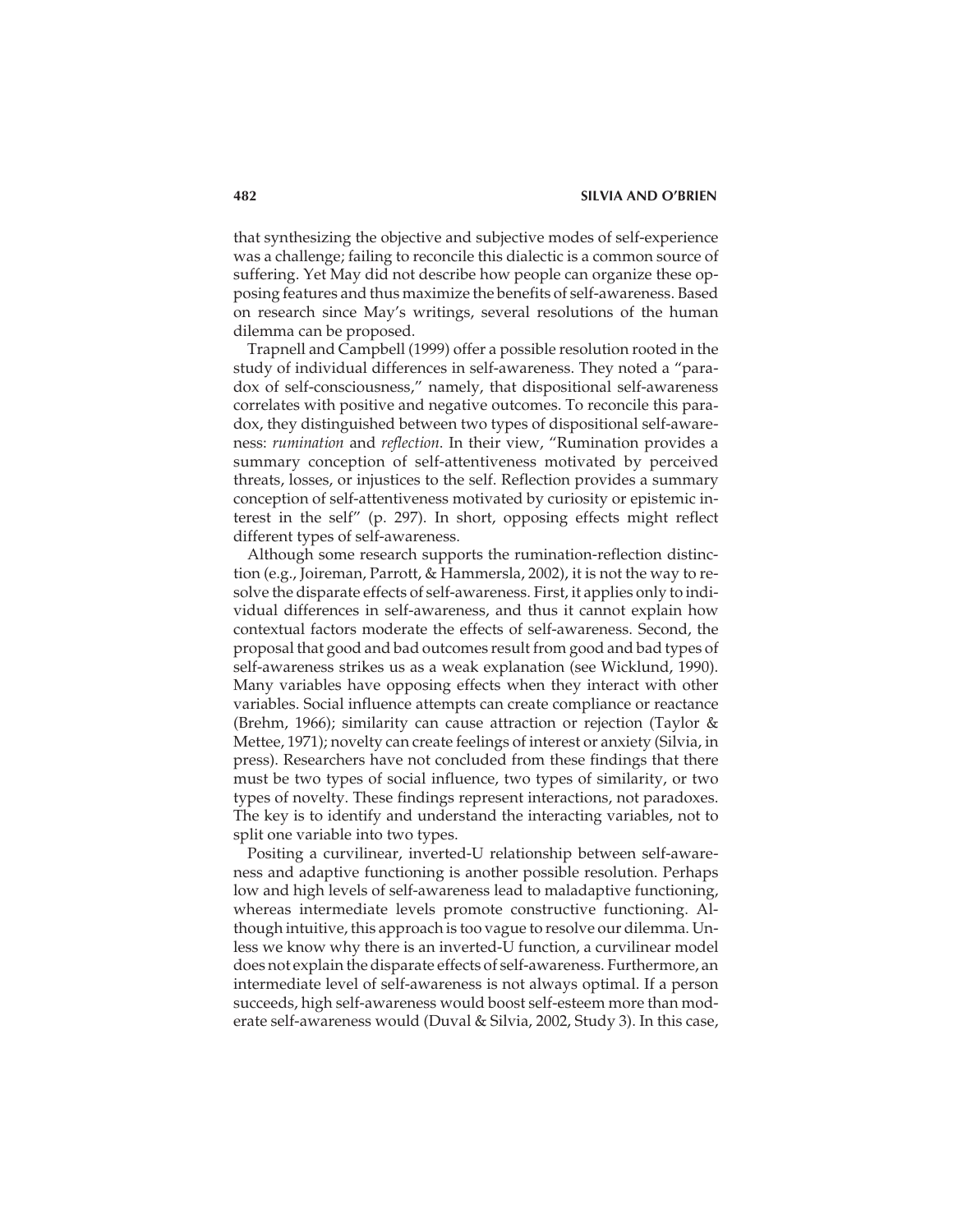that synthesizing the objective and subjective modes of self-experience was a challenge; failing to reconcile this dialectic is a common source of suffering. Yet May did not describe how people can organize these opposing features and thus maximize the benefits of self-awareness. Based on research since May's writings, several resolutions of the human dilemma can be proposed.

Trapnell and Campbell (1999) offer a possible resolution rooted in the study of individual differences in self-awareness. They noted a "paradox of self-consciousness," namely, that dispositional self-awareness correlates with positive and negative outcomes. To reconcile this paradox, they distinguished between two types of dispositional self-awareness: *rumination* and *reflection*. In their view, "Rumination provides a summary conception of self-attentiveness motivated by perceived threats, losses, or injustices to the self. Reflection provides a summary conception of self-attentiveness motivated by curiosity or epistemic interest in the self" (p. 297). In short, opposing effects might reflect different types of self-awareness.

Although some research supports the rumination-reflection distinction (e.g., Joireman, Parrott, & Hammersla, 2002), it is not the way to resolve the disparate effects of self-awareness. First, it applies only to individual differences in self-awareness, and thus it cannot explain how contextual factors moderate the effects of self-awareness. Second, the proposal that good and bad outcomes result from good and bad types of self-awareness strikes us as a weak explanation (see Wicklund, 1990). Many variables have opposing effects when they interact with other variables. Social influence attempts can create compliance or reactance (Brehm, 1966); similarity can cause attraction or rejection (Taylor & Mettee, 1971); novelty can create feelings of interest or anxiety (Silvia, in press). Researchers have not concluded from these findings that there must be two types of social influence, two types of similarity, or two types of novelty. These findings represent interactions, not paradoxes. The key is to identify and understand the interacting variables, not to split one variable into two types.

Positing a curvilinear, inverted-U relationship between self-awareness and adaptive functioning is another possible resolution. Perhaps low and high levels of self-awareness lead to maladaptive functioning, whereas intermediate levels promote constructive functioning. Although intuitive, this approach is too vague to resolve our dilemma. Unless we know why there is an inverted-U function, a curvilinear model does not explain the disparate effects of self-awareness. Furthermore, an intermediate level of self-awareness is not always optimal. If a person succeeds, high self-awareness would boost self-esteem more than moderate self-awareness would (Duval & Silvia, 2002, Study 3). In this case,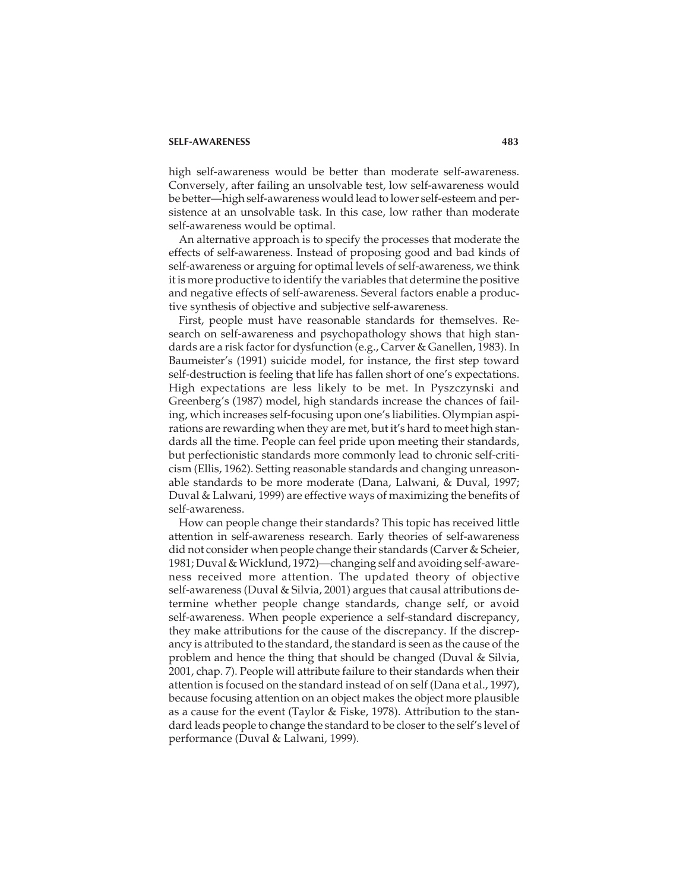high self-awareness would be better than moderate self-awareness. Conversely, after failing an unsolvable test, low self-awareness would be better—high self-awareness would lead to lower self-esteem and persistence at an unsolvable task. In this case, low rather than moderate self-awareness would be optimal.

An alternative approach is to specify the processes that moderate the effects of self-awareness. Instead of proposing good and bad kinds of self-awareness or arguing for optimal levels of self-awareness, we think it is more productive to identify the variables that determine the positive and negative effects of self-awareness. Several factors enable a productive synthesis of objective and subjective self-awareness.

First, people must have reasonable standards for themselves. Research on self-awareness and psychopathology shows that high standards are a risk factor for dysfunction (e.g., Carver & Ganellen, 1983). In Baumeister's (1991) suicide model, for instance, the first step toward self-destruction is feeling that life has fallen short of one's expectations. High expectations are less likely to be met. In Pyszczynski and Greenberg's (1987) model, high standards increase the chances of failing, which increases self-focusing upon one's liabilities. Olympian aspirations are rewarding when they are met, but it's hard to meet high standards all the time. People can feel pride upon meeting their standards, but perfectionistic standards more commonly lead to chronic self-criticism (Ellis, 1962). Setting reasonable standards and changing unreasonable standards to be more moderate (Dana, Lalwani, & Duval, 1997; Duval & Lalwani, 1999) are effective ways of maximizing the benefits of self-awareness.

How can people change their standards? This topic has received little attention in self-awareness research. Early theories of self-awareness did not consider when people change their standards (Carver & Scheier, 1981; Duval & Wicklund, 1972)—changing self and avoiding self-awareness received more attention. The updated theory of objective self-awareness (Duval & Silvia, 2001) argues that causal attributions determine whether people change standards, change self, or avoid self-awareness. When people experience a self-standard discrepancy, they make attributions for the cause of the discrepancy. If the discrepancy is attributed to the standard, the standard is seen as the cause of the problem and hence the thing that should be changed (Duval & Silvia, 2001, chap. 7). People will attribute failure to their standards when their attention is focused on the standard instead of on self (Dana et al., 1997), because focusing attention on an object makes the object more plausible as a cause for the event (Taylor & Fiske, 1978). Attribution to the standard leads people to change the standard to be closer to the self's level of performance (Duval & Lalwani, 1999).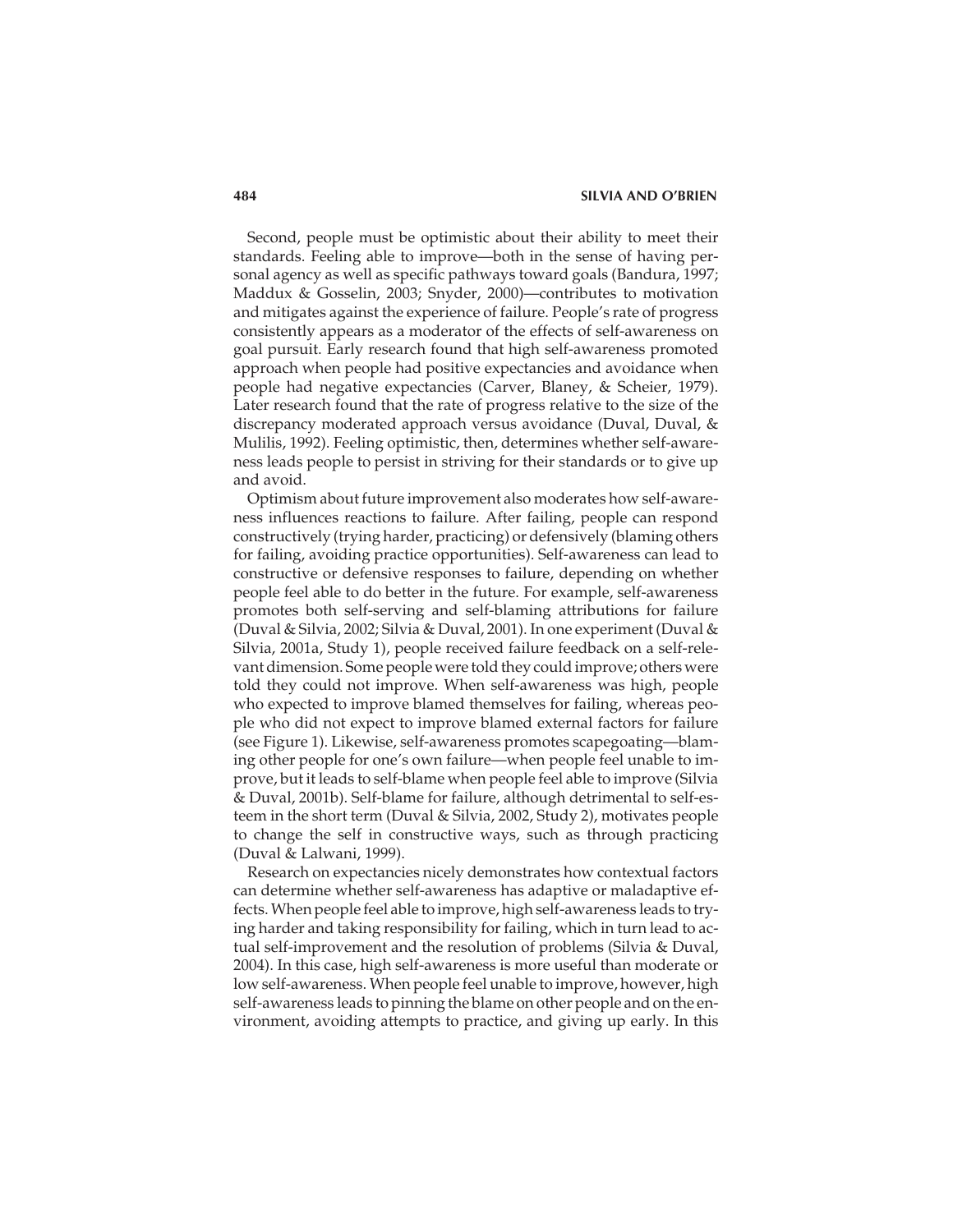Second, people must be optimistic about their ability to meet their standards. Feeling able to improve—both in the sense of having personal agency as well as specific pathways toward goals (Bandura, 1997; Maddux & Gosselin, 2003; Snyder, 2000)—contributes to motivation and mitigates against the experience of failure. People's rate of progress consistently appears as a moderator of the effects of self-awareness on goal pursuit. Early research found that high self-awareness promoted approach when people had positive expectancies and avoidance when people had negative expectancies (Carver, Blaney, & Scheier, 1979). Later research found that the rate of progress relative to the size of the discrepancy moderated approach versus avoidance (Duval, Duval, & Mulilis, 1992). Feeling optimistic, then, determines whether self-awareness leads people to persist in striving for their standards or to give up and avoid.

Optimism about future improvement also moderates how self-awareness influences reactions to failure. After failing, people can respond constructively (trying harder, practicing) or defensively (blaming others for failing, avoiding practice opportunities). Self-awareness can lead to constructive or defensive responses to failure, depending on whether people feel able to do better in the future. For example, self-awareness promotes both self-serving and self-blaming attributions for failure (Duval & Silvia, 2002; Silvia & Duval, 2001). In one experiment (Duval & Silvia, 2001a, Study 1), people received failure feedback on a self-relevant dimension. Some people were told they could improve; others were told they could not improve. When self-awareness was high, people who expected to improve blamed themselves for failing, whereas people who did not expect to improve blamed external factors for failure (see Figure 1). Likewise, self-awareness promotes scapegoating—blaming other people for one's own failure—when people feel unable to improve, but it leads to self-blame when people feel able to improve (Silvia & Duval, 2001b). Self-blame for failure, although detrimental to self-esteem in the short term (Duval & Silvia, 2002, Study 2), motivates people to change the self in constructive ways, such as through practicing (Duval & Lalwani, 1999).

Research on expectancies nicely demonstrates how contextual factors can determine whether self-awareness has adaptive or maladaptive effects. When people feel able to improve, high self-awareness leads to trying harder and taking responsibility for failing, which in turn lead to actual self-improvement and the resolution of problems (Silvia & Duval, 2004). In this case, high self-awareness is more useful than moderate or low self-awareness. When people feel unable to improve, however, high self-awareness leads to pinning the blame on other people and on the environment, avoiding attempts to practice, and giving up early. In this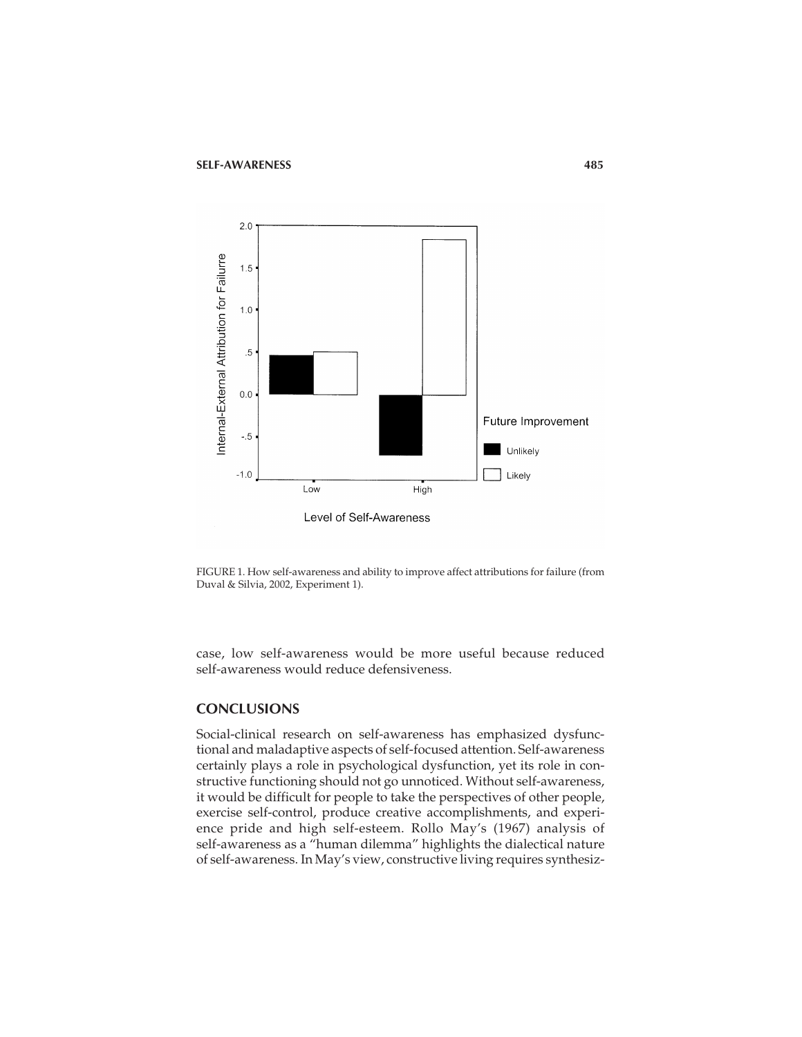FIGURE 1. How self-awareness and ability to improve affect attributions for failure (from Duval & Silvia, 2002, Experiment 1).

case, low self-awareness would be more useful because reduced self-awareness would reduce defensiveness.

## CONCLUSIONS

Social-clinical research on self-awareness has emphasized dysfunctional and maladaptive aspects of self-focused attention. Self-awareness certainly plays a role in psychological dysfunction, yet its role in constructive functioning should not go unnoticed. Without self-awareness, it would be difficult for people to take the perspectives of other people, exercise self-control, produce creative accomplishments, and experience pride and high self-esteem. Rollo May's (1967) analysis of self-awareness as a "human dilemma" highlights the dialectical nature of self-awareness. In May's view, constructive living requires synthesiz-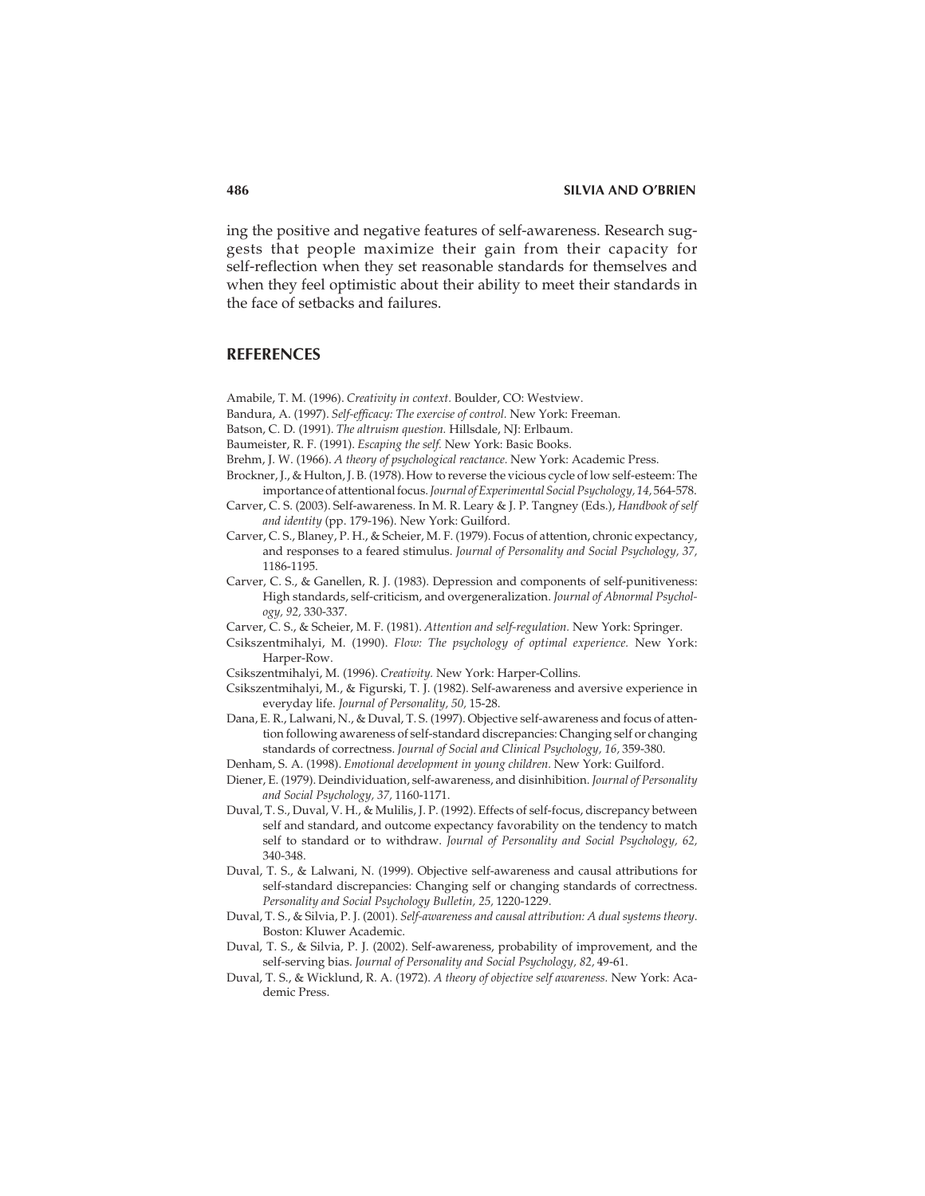ing the positive and negative features of self-awareness. Research suggests that people maximize their gain from their capacity for self-reflection when they set reasonable standards for themselves and when they feel optimistic about their ability to meet their standards in the face of setbacks and failures.

## REFERENCES

Amabile, T. M. (1996). *Creativity in context.* Boulder, CO: Westview.

Bandura, A. (1997). *Self-efficacy: The exercise of control.* New York: Freeman.

Batson, C. D. (1991). *The altruism question.* Hillsdale, NJ: Erlbaum.

Baumeister, R. F. (1991). *Escaping the self.* New York: Basic Books.

Brehm, J. W. (1966). *A theory of psychological reactance.* New York: Academic Press.

Brockner, J., & Hulton, J. B. (1978). How to reverse the vicious cycle of low self-esteem: The importance of attentional focus. *Journal of Experimental Social Psychology, 14,* 564-578.

Carver, C. S. (2003). Self-awareness. In M. R. Leary & J. P. Tangney (Eds.), *Handbook of self and identity* (pp. 179-196). New York: Guilford.

Carver, C. S., Blaney, P. H., & Scheier, M. F. (1979). Focus of attention, chronic expectancy, and responses to a feared stimulus. *Journal of Personality and Social Psychology, 37,* 1186-1195.

Carver, C. S., & Ganellen, R. J. (1983). Depression and components of self-punitiveness: High standards, self-criticism, and overgeneralization. *Journal of Abnormal Psychology, 92,* 330-337.

Carver, C. S., & Scheier, M. F. (1981). *Attention and self-regulation.* New York: Springer.

Csikszentmihalyi, M. (1990). *Flow: The psychology of optimal experience.* New York: Harper-Row.

Csikszentmihalyi, M. (1996). *Creativity.* New York: Harper-Collins.

Csikszentmihalyi, M., & Figurski, T. J. (1982). Self-awareness and aversive experience in everyday life. *Journal of Personality, 50,* 15-28.

Dana, E. R., Lalwani, N., & Duval, T. S. (1997). Objective self-awareness and focus of attention following awareness of self-standard discrepancies: Changing self or changing standards of correctness. *Journal of Social and Clinical Psychology, 16,* 359-380.

Denham, S. A. (1998). *Emotional development in young children.* New York: Guilford.

Diener, E. (1979). Deindividuation, self-awareness, and disinhibition. *Journal of Personality and Social Psychology, 37,* 1160-1171.

Duval, T. S., Duval, V. H., & Mulilis, J. P. (1992). Effects of self-focus, discrepancy between self and standard, and outcome expectancy favorability on the tendency to match self to standard or to withdraw. *Journal of Personality and Social Psychology, 62,* 340-348.

Duval, T. S., & Lalwani, N. (1999). Objective self-awareness and causal attributions for self-standard discrepancies: Changing self or changing standards of correctness. *Personality and Social Psychology Bulletin, 25,* 1220-1229.

Duval, T. S., & Silvia, P. J. (2001). *Self-awareness and causal attribution: A dual systems theory*. Boston: Kluwer Academic.

Duval, T. S., & Silvia, P. J. (2002). Self-awareness, probability of improvement, and the self-serving bias. *Journal of Personality and Social Psychology, 82,* 49-61.

Duval, T. S., & Wicklund, R. A. (1972). *A theory of objective self awareness.* New York: Academic Press.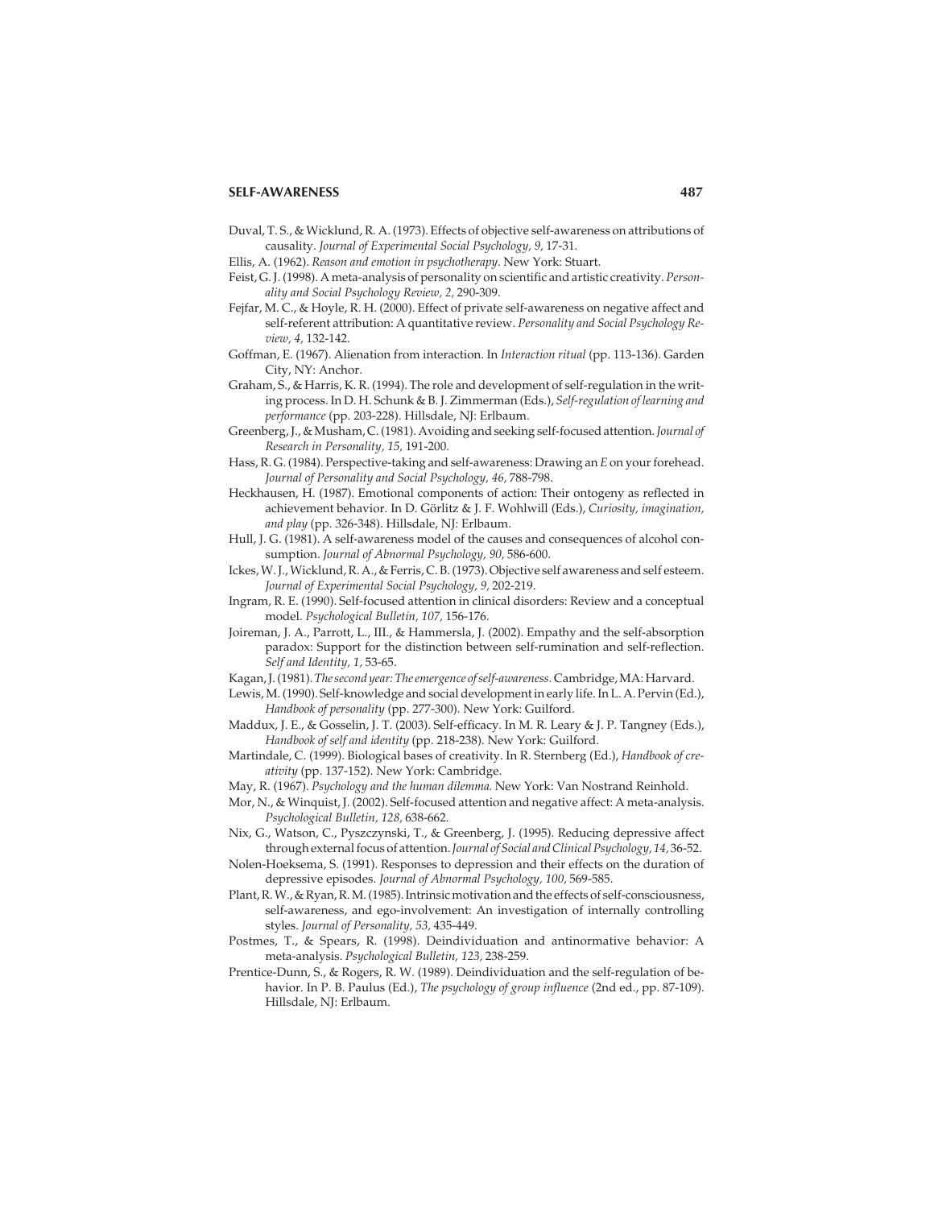Duval, T. S., & Wicklund, R. A. (1973). Effects of objective self-awareness on attributions of causality. *Journal of Experimental Social Psychology, 9,* 17-31.

Ellis, A. (1962). *Reason and emotion in psychotherapy.* New York: Stuart.

Feist, G. J. (1998). A meta-analysis of personality on scientific and artistic creativity. *Personality and Social Psychology Review, 2,* 290-309.

Fejfar, M. C., & Hoyle, R. H. (2000). Effect of private self-awareness on negative affect and self-referent attribution: A quantitative review. *Personality and Social Psychology Review, 4,* 132-142.

Goffman, E. (1967). Alienation from interaction. In *Interaction ritual* (pp. 113-136). Garden City, NY: Anchor.

Graham, S., & Harris, K. R. (1994). The role and development of self-regulation in the writing process. In D. H. Schunk & B. J. Zimmerman (Eds.), *Self-regulation of learning and performance* (pp. 203-228). Hillsdale, NJ: Erlbaum.

Greenberg, J., & Musham, C. (1981). Avoiding and seeking self-focused attention. *Journal of Research in Personality, 15,* 191-200.

Hass, R. G. (1984). Perspective-taking and self-awareness: Drawing an *E* on your forehead. *Journal of Personality and Social Psychology, 46,* 788-798.

Heckhausen, H. (1987). Emotional components of action: Their ontogeny as reflected in achievement behavior. In D. Görlitz & J. F. Wohlwill (Eds.), *Curiosity, imagination, and play* (pp. 326-348). Hillsdale, NJ: Erlbaum.

Hull, J. G. (1981). A self-awareness model of the causes and consequences of alcohol consumption. *Journal of Abnormal Psychology, 90,* 586-600.

Ickes, W. J., Wicklund, R. A., & Ferris, C. B. (1973). Objective self awareness and self esteem. *Journal of Experimental Social Psychology, 9,* 202-219.

Ingram, R. E. (1990). Self-focused attention in clinical disorders: Review and a conceptual model. *Psychological Bulletin, 107,* 156-176.

Joireman, J. A., Parrott, L., III., & Hammersla, J. (2002). Empathy and the self-absorption paradox: Support for the distinction between self-rumination and self-reflection. *Self and Identity, 1,* 53-65.

Kagan, J. (1981). *The second year: The emergence of self-awareness.* Cambridge, MA: Harvard.

Lewis, M. (1990). Self-knowledge and social development in early life. In L. A. Pervin (Ed.), *Handbook of personality* (pp. 277-300). New York: Guilford.

Maddux, J. E., & Gosselin, J. T. (2003). Self-efficacy. In M. R. Leary & J. P. Tangney (Eds.), *Handbook of self and identity* (pp. 218-238). New York: Guilford.

Martindale, C. (1999). Biological bases of creativity. In R. Sternberg (Ed.), *Handbook of creativity* (pp. 137-152). New York: Cambridge.

May, R. (1967). *Psychology and the human dilemma.* New York: Van Nostrand Reinhold.

Mor, N., & Winquist, J. (2002). Self-focused attention and negative affect: A meta-analysis. *Psychological Bulletin, 128,* 638-662.

Nix, G., Watson, C., Pyszczynski, T., & Greenberg, J. (1995). Reducing depressive affect through external focus of attention. *Journal of Social and Clinical Psychology, 14,* 36-52.

Nolen-Hoeksema, S. (1991). Responses to depression and their effects on the duration of depressive episodes. *Journal of Abnormal Psychology, 100,* 569-585.

Plant, R. W., & Ryan, R. M. (1985). Intrinsic motivation and the effects of self-consciousness, self-awareness, and ego-involvement: An investigation of internally controlling styles. *Journal of Personality, 53,* 435-449.

Postmes, T., & Spears, R. (1998). Deindividuation and antinormative behavior: A meta-analysis. *Psychological Bulletin, 123,* 238-259.

Prentice-Dunn, S., & Rogers, R. W. (1989). Deindividuation and the self-regulation of behavior. In P. B. Paulus (Ed.), *The psychology of group influence* (2nd ed., pp. 87-109). Hillsdale, NJ: Erlbaum.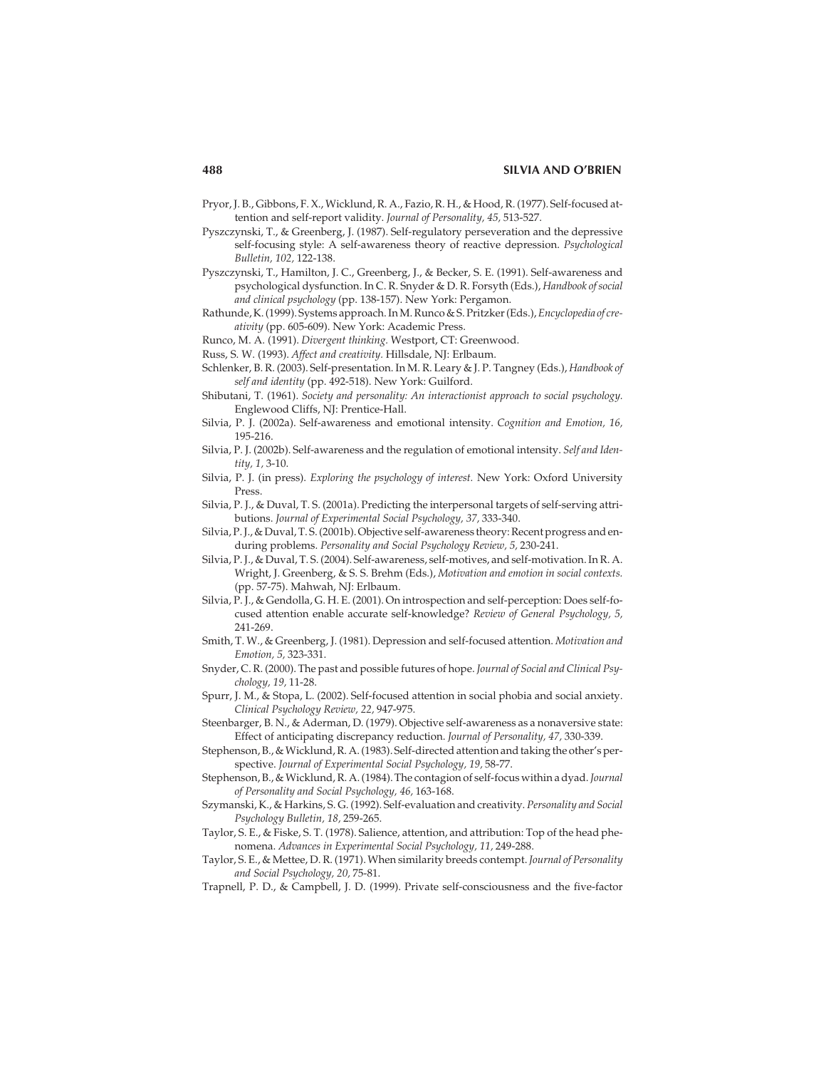Pryor, J. B., Gibbons, F. X., Wicklund, R. A., Fazio, R. H., & Hood, R. (1977). Self-focused attention and self-report validity. *Journal of Personality, 45,* 513-527.

Pyszczynski, T., & Greenberg, J. (1987). Self-regulatory perseveration and the depressive self-focusing style: A self-awareness theory of reactive depression. *Psychological Bulletin, 102,* 122-138.

Pyszczynski, T., Hamilton, J. C., Greenberg, J., & Becker, S. E. (1991). Self-awareness and psychological dysfunction. In C. R. Snyder & D. R. Forsyth (Eds.), *Handbook of social and clinical psychology* (pp. 138-157). New York: Pergamon.

Rathunde, K. (1999). Systems approach. In M. Runco & S. Pritzker (Eds.), *Encyclopedia of creativity* (pp. 605-609). New York: Academic Press.

Runco, M. A. (1991). *Divergent thinking.* Westport, CT: Greenwood.

Russ, S. W. (1993). *Affect and creativity.* Hillsdale, NJ: Erlbaum.

Schlenker, B. R. (2003). Self-presentation. In M. R. Leary & J. P. Tangney (Eds.), *Handbook of self and identity* (pp. 492-518). New York: Guilford.

Shibutani, T. (1961). *Society and personality: An interactionist approach to social psychology.* Englewood Cliffs, NJ: Prentice-Hall.

Silvia, P. J. (2002a). Self-awareness and emotional intensity. *Cognition and Emotion, 16,* 195-216.

Silvia, P. J. (2002b). Self-awareness and the regulation of emotional intensity. *Self and Identity, 1,* 3-10.

Silvia, P. J. (in press). *Exploring the psychology of interest.* New York: Oxford University Press.

Silvia, P. J., & Duval, T. S. (2001a). Predicting the interpersonal targets of self-serving attributions. *Journal of Experimental Social Psychology, 37,* 333-340.

Silvia, P. J., & Duval, T. S. (2001b). Objective self-awareness theory: Recent progress and enduring problems. *Personality and Social Psychology Review, 5,* 230-241.

Silvia, P. J., & Duval, T. S. (2004). Self-awareness, self-motives, and self-motivation. In R. A. Wright, J. Greenberg, & S. S. Brehm (Eds.), *Motivation and emotion in social contexts.* (pp. 57-75). Mahwah, NJ: Erlbaum.

Silvia, P. J., & Gendolla, G. H. E. (2001). On introspection and self-perception: Does self-focused attention enable accurate self-knowledge? *Review of General Psychology, 5,* 241-269.

Smith, T. W., & Greenberg, J. (1981). Depression and self-focused attention. *Motivation and Emotion, 5,* 323-331.

Snyder, C. R. (2000). The past and possible futures of hope. *Journal of Social and Clinical Psychology, 19,* 11-28.

Spurr, J. M., & Stopa, L. (2002). Self-focused attention in social phobia and social anxiety. *Clinical Psychology Review, 22,* 947-975.

Steenbarger, B. N., & Aderman, D. (1979). Objective self-awareness as a nonaversive state: Effect of anticipating discrepancy reduction. *Journal of Personality, 47,* 330-339.

Stephenson, B., & Wicklund, R. A. (1983). Self-directed attention and taking the other's perspective. *Journal of Experimental Social Psychology, 19,* 58-77.

Stephenson, B., & Wicklund, R. A. (1984). The contagion of self-focus within a dyad. *Journal of Personality and Social Psychology, 46,* 163-168.

Szymanski, K., & Harkins, S. G. (1992). Self-evaluation and creativity. *Personality and Social Psychology Bulletin, 18,* 259-265.

Taylor, S. E., & Fiske, S. T. (1978). Salience, attention, and attribution: Top of the head phenomena. *Advances in Experimental Social Psychology, 11,* 249-288.

Taylor, S. E., & Mettee, D. R. (1971). When similarity breeds contempt. *Journal of Personality and Social Psychology, 20,* 75-81.

Trapnell, P. D., & Campbell, J. D. (1999). Private self-consciousness and the five-factor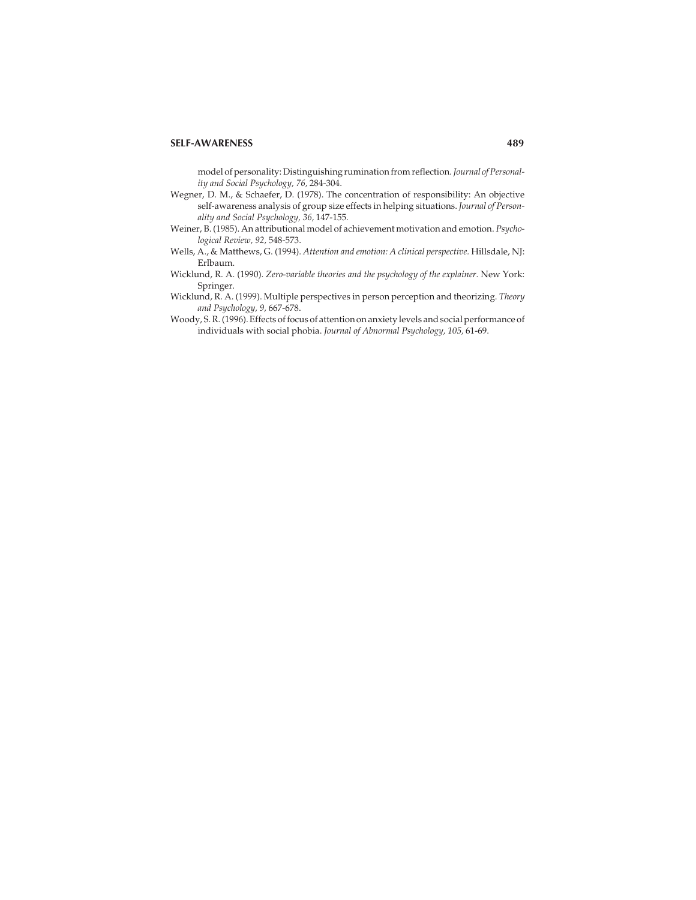model of personality: Distinguishing rumination from reflection. *Journal of Personality and Social Psychology, 76,* 284-304.

Wegner, D. M., & Schaefer, D. (1978). The concentration of responsibility: An objective self-awareness analysis of group size effects in helping situations. *Journal of Personality and Social Psychology, 36,* 147-155.

Weiner, B. (1985). An attributional model of achievement motivation and emotion. *Psychological Review, 92,* 548-573.

Wells, A., & Matthews, G. (1994). *Attention and emotion: A clinical perspective.* Hillsdale, NJ: Erlbaum.

Wicklund, R. A. (1990). *Zero-variable theories and the psychology of the explainer.* New York: Springer.

Wicklund, R. A. (1999). Multiple perspectives in person perception and theorizing. *Theory and Psychology, 9,* 667-678.

Woody, S. R. (1996). Effects of focus of attention on anxiety levels and social performance of individuals with social phobia. *Journal of Abnormal Psychology, 105,* 61-69.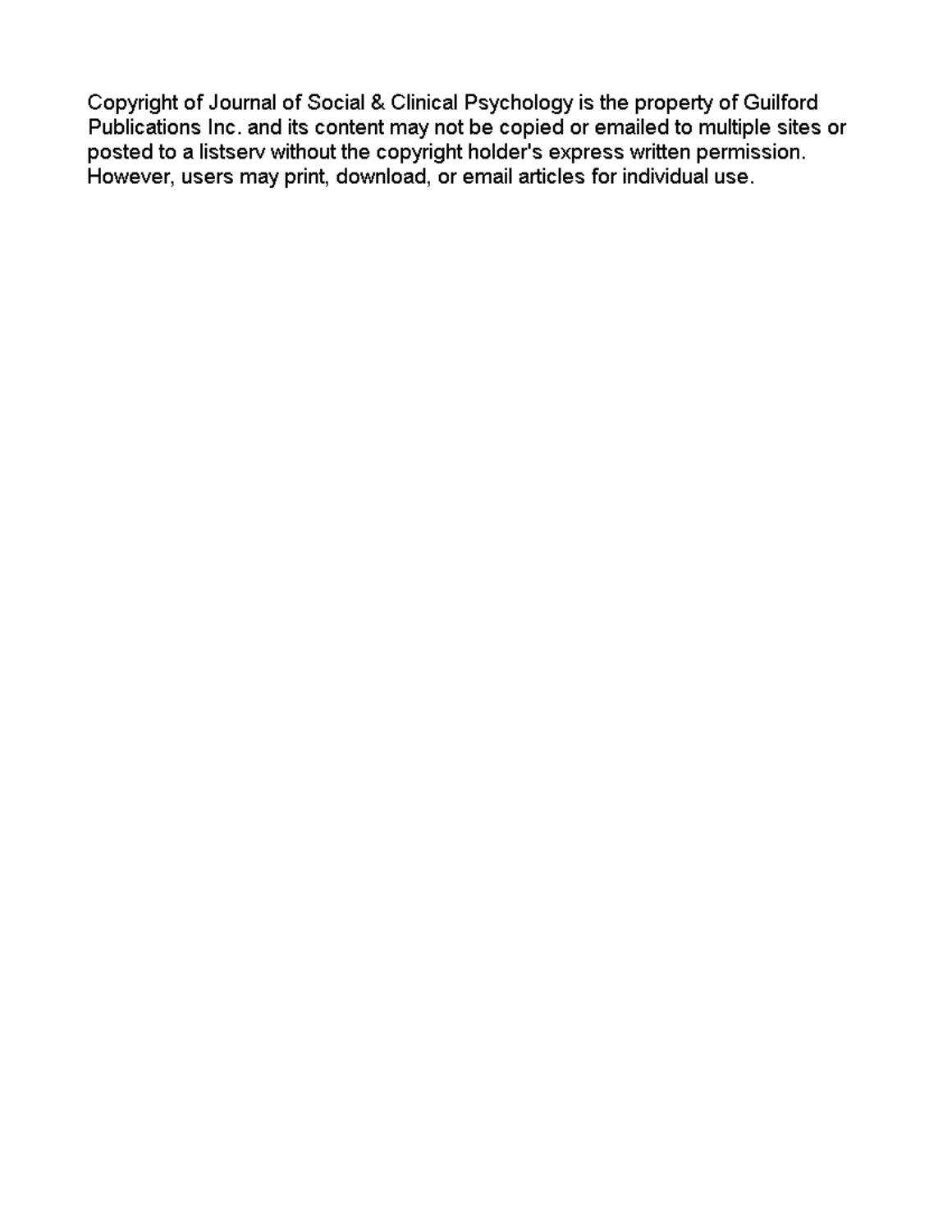Copyright of Journal of Social & Clinical Psychology is the property of Guilford Publications Inc. and its content may not be copied or emailed to multiple sites or posted to a listserv without the copyright holder's express written permission. However, users may print, download, or email articles for individual use.